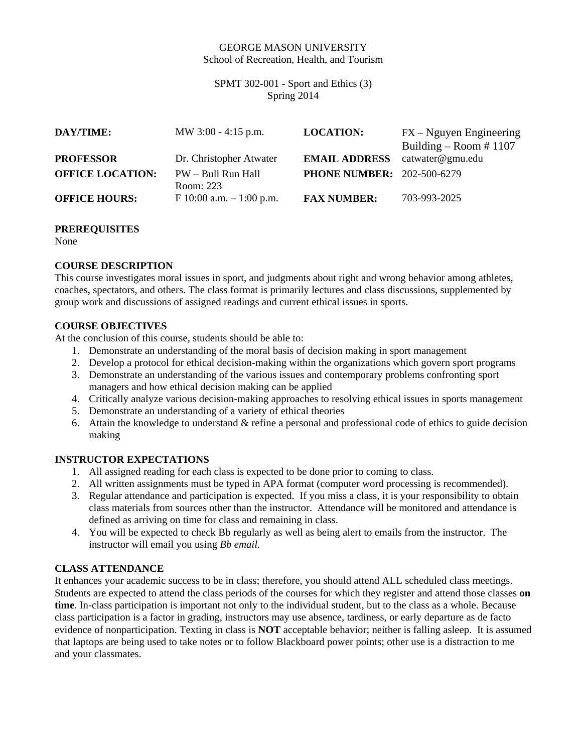GEORGE MASON UNIVERSITY
School of Recreation, Health, and Tourism

SPMT 302-001 - Sport and Ethics (3)
Spring 2014

| | | | |
|---|---|---|---|
| **DAY/TIME:** | MW 3:00 - 4:15 p.m. | **LOCATION:** | FX – Nguyen Engineering Building – Room # 1107 |
| **PROFESSOR** | Dr. Christopher Atwater | **EMAIL ADDRESS** | catwater@gmu.edu |
| **OFFICE LOCATION:** | PW – Bull Run Hall Room: 223 | **PHONE NUMBER:** | 202-500-6279 |
| **OFFICE HOURS:** | F 10:00 a.m. – 1:00 p.m. | **FAX NUMBER:** | 703-993-2025 |

**PREREQUISITES**
None

**COURSE DESCRIPTION**
This course investigates moral issues in sport, and judgments about right and wrong behavior among athletes, coaches, spectators, and others. The class format is primarily lectures and class discussions, supplemented by group work and discussions of assigned readings and current ethical issues in sports.

**COURSE OBJECTIVES**
At the conclusion of this course, students should be able to:

1. Demonstrate an understanding of the moral basis of decision making in sport management
2. Develop a protocol for ethical decision-making within the organizations which govern sport programs
3. Demonstrate an understanding of the various issues and contemporary problems confronting sport managers and how ethical decision making can be applied
4. Critically analyze various decision-making approaches to resolving ethical issues in sports management
5. Demonstrate an understanding of a variety of ethical theories
6. Attain the knowledge to understand & refine a personal and professional code of ethics to guide decision making

**INSTRUCTOR EXPECTATIONS**

1. All assigned reading for each class is expected to be done prior to coming to class.
2. All written assignments must be typed in APA format (computer word processing is recommended).
3. Regular attendance and participation is expected. If you miss a class, it is your responsibility to obtain class materials from sources other than the instructor. Attendance will be monitored and attendance is defined as arriving on time for class and remaining in class.
4. You will be expected to check Bb regularly as well as being alert to emails from the instructor. The instructor will email you using *Bb email.*

**CLASS ATTENDANCE**
It enhances your academic success to be in class; therefore, you should attend ALL scheduled class meetings. Students are expected to attend the class periods of the courses for which they register and attend those classes **on time**. In-class participation is important not only to the individual student, but to the class as a whole. Because class participation is a factor in grading, instructors may use absence, tardiness, or early departure as de facto evidence of nonparticipation. Texting in class is **NOT** acceptable behavior; neither is falling asleep. It is assumed that laptops are being used to take notes or to follow Blackboard power points; other use is a distraction to me and your classmates.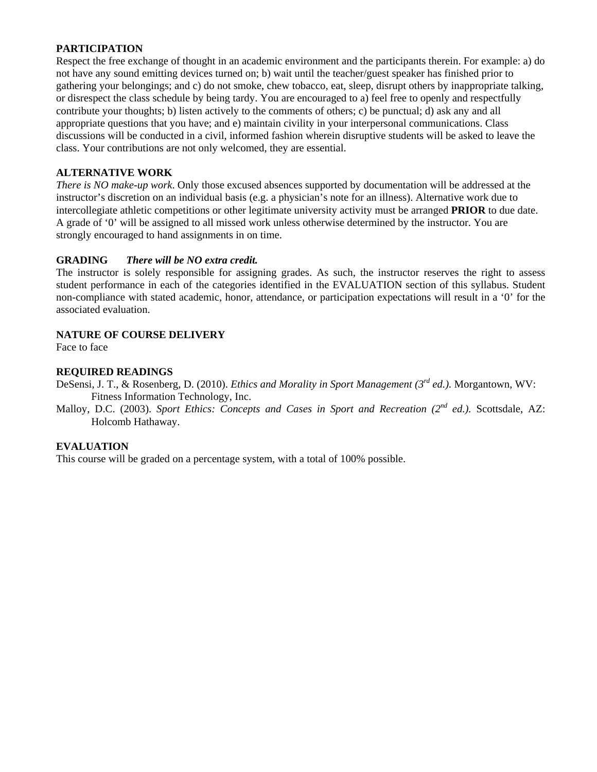**PARTICIPATION**

Respect the free exchange of thought in an academic environment and the participants therein. For example: a) do not have any sound emitting devices turned on; b) wait until the teacher/guest speaker has finished prior to gathering your belongings; and c) do not smoke, chew tobacco, eat, sleep, disrupt others by inappropriate talking, or disrespect the class schedule by being tardy. You are encouraged to a) feel free to openly and respectfully contribute your thoughts; b) listen actively to the comments of others; c) be punctual; d) ask any and all appropriate questions that you have; and e) maintain civility in your interpersonal communications. Class discussions will be conducted in a civil, informed fashion wherein disruptive students will be asked to leave the class. Your contributions are not only welcomed, they are essential.

**ALTERNATIVE WORK**

*There is NO make-up work*. Only those excused absences supported by documentation will be addressed at the instructor's discretion on an individual basis (e.g. a physician's note for an illness). Alternative work due to intercollegiate athletic competitions or other legitimate university activity must be arranged **PRIOR** to due date. A grade of '0' will be assigned to all missed work unless otherwise determined by the instructor. You are strongly encouraged to hand assignments in on time.

**GRADING** ***There will be NO extra credit.***

The instructor is solely responsible for assigning grades. As such, the instructor reserves the right to assess student performance in each of the categories identified in the EVALUATION section of this syllabus. Student non-compliance with stated academic, honor, attendance, or participation expectations will result in a '0' for the associated evaluation.

**NATURE OF COURSE DELIVERY**

Face to face

**REQUIRED READINGS**

DeSensi, J. T., & Rosenberg, D. (2010). *Ethics and Morality in Sport Management (3rd ed.).* Morgantown, WV: Fitness Information Technology, Inc.

Malloy, D.C. (2003). *Sport Ethics: Concepts and Cases in Sport and Recreation (2nd ed.).* Scottsdale, AZ: Holcomb Hathaway.

**EVALUATION**

This course will be graded on a percentage system, with a total of 100% possible.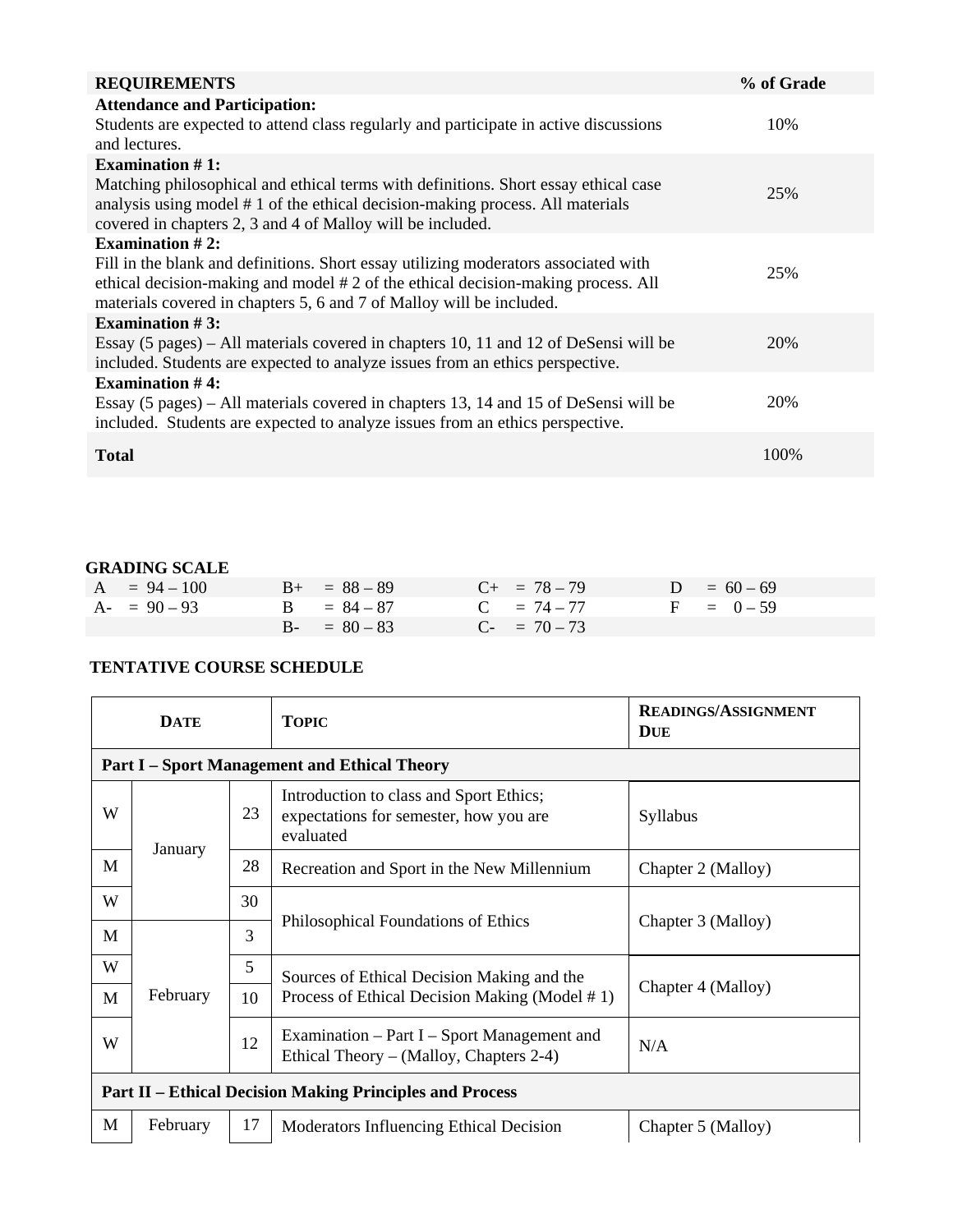| REQUIREMENTS | % of Grade |
|---|---|
| **Attendance and Participation:** Students are expected to attend class regularly and participate in active discussions and lectures. | 10% |
| **Examination # 1:** Matching philosophical and ethical terms with definitions. Short essay ethical case analysis using model # 1 of the ethical decision-making process. All materials covered in chapters 2, 3 and 4 of Malloy will be included. | 25% |
| **Examination # 2:** Fill in the blank and definitions. Short essay utilizing moderators associated with ethical decision-making and model # 2 of the ethical decision-making process. All materials covered in chapters 5, 6 and 7 of Malloy will be included. | 25% |
| **Examination # 3:** Essay (5 pages) – All materials covered in chapters 10, 11 and 12 of DeSensi will be included. Students are expected to analyze issues from an ethics perspective. | 20% |
| **Examination # 4:** Essay (5 pages) – All materials covered in chapters 13, 14 and 15 of DeSensi will be included. Students are expected to analyze issues from an ethics perspective. | 20% |
| **Total** | 100% |

**GRADING SCALE**

| | | | |
|---|---|---|---|
| A = 94 – 100 | B+ = 88 – 89 | C+ = 78 – 79 | D = 60 – 69 |
| A- = 90 – 93 | B = 84 – 87 | C = 74 – 77 | F = 0 – 59 |
| | B- = 80 – 83 | C- = 70 – 73 | |

**TENTATIVE COURSE SCHEDULE**

| Date | | | Topic | Readings/Assignment Due |
|---|---|---|---|---|
| **Part I – Sport Management and Ethical Theory** | | | | |
| W | January | 23 | Introduction to class and Sport Ethics; expectations for semester, how you are evaluated | Syllabus |
| M | | 28 | Recreation and Sport in the New Millennium | Chapter 2 (Malloy) |
| W | | 30 | Philosophical Foundations of Ethics | Chapter 3 (Malloy) |
| M | February | 3 | | |
| W | | 5 | Sources of Ethical Decision Making and the Process of Ethical Decision Making (Model # 1) | Chapter 4 (Malloy) |
| M | | 10 | | |
| W | | 12 | Examination – Part I – Sport Management and Ethical Theory – (Malloy, Chapters 2-4) | N/A |
| **Part II – Ethical Decision Making Principles and Process** | | | | |
| M | February | 17 | Moderators Influencing Ethical Decision | Chapter 5 (Malloy) |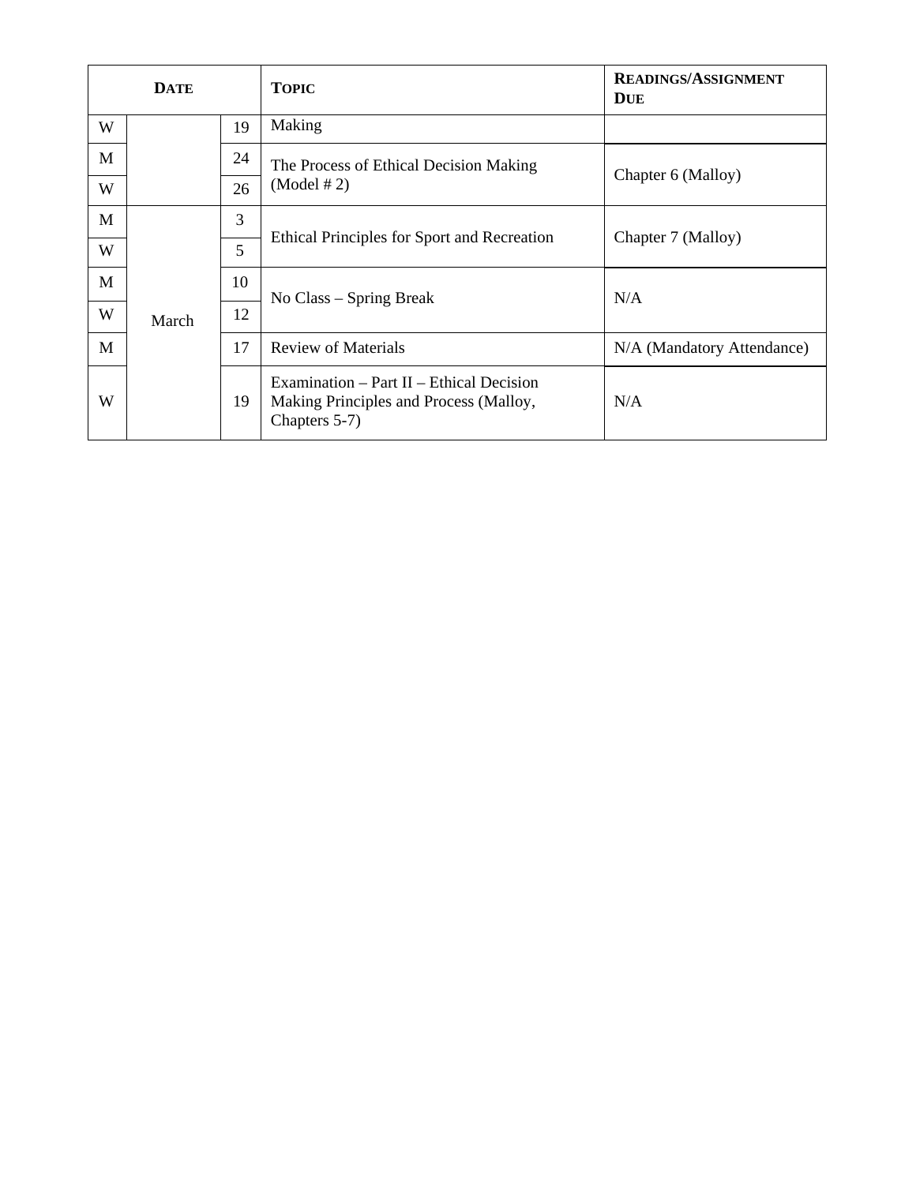| DATE | | | TOPIC | READINGS/ASSIGNMENT DUE |
|---|---|---|---|---|
| W | | 19 | Making | |
| M | | 24 | The Process of Ethical Decision Making (Model # 2) | Chapter 6 (Malloy) |
| W | | 26 | | |
| M | March | 3 | Ethical Principles for Sport and Recreation | Chapter 7 (Malloy) |
| W | | 5 | | |
| M | | 10 | No Class – Spring Break | N/A |
| W | | 12 | | |
| M | | 17 | Review of Materials | N/A (Mandatory Attendance) |
| W | | 19 | Examination – Part II – Ethical Decision Making Principles and Process (Malloy, Chapters 5-7) | N/A |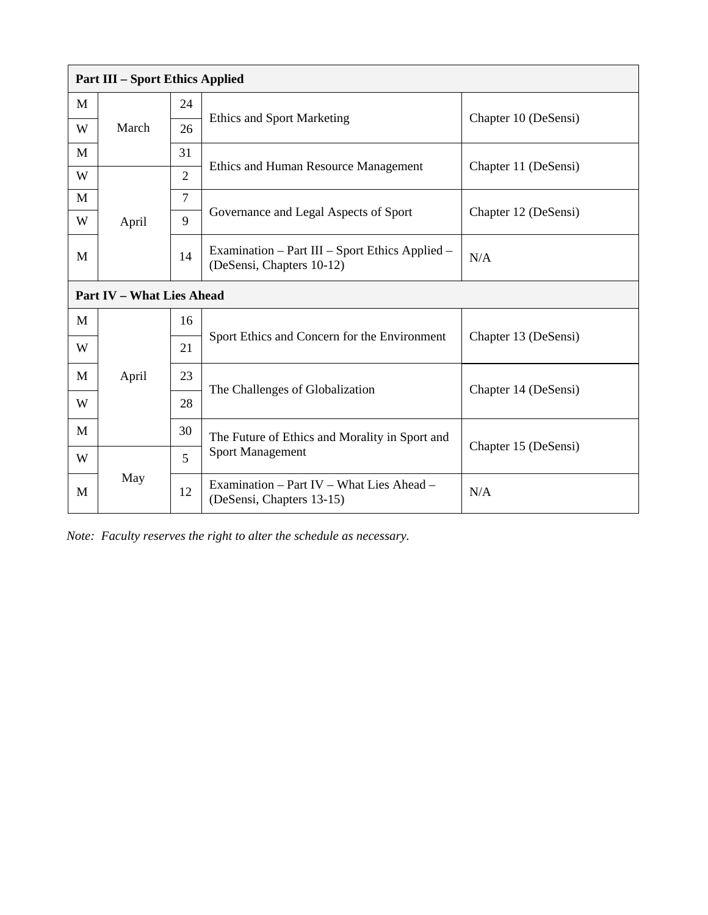| Part III – Sport Ethics Applied | | | | |
|---|---|---|---|---|
| M | March | 24 | Ethics and Sport Marketing | Chapter 10 (DeSensi) |
| W | | 26 | | |
| M | | 31 | Ethics and Human Resource Management | Chapter 11 (DeSensi) |
| W | April | 2 | | |
| M | | 7 | Governance and Legal Aspects of Sport | Chapter 12 (DeSensi) |
| W | | 9 | | |
| M | | 14 | Examination – Part III – Sport Ethics Applied – (DeSensi, Chapters 10-12) | N/A |
| **Part IV – What Lies Ahead** | | | | |
| M | April | 16 | Sport Ethics and Concern for the Environment | Chapter 13 (DeSensi) |
| W | | 21 | | |
| M | | 23 | The Challenges of Globalization | Chapter 14 (DeSensi) |
| W | | 28 | | |
| M | | 30 | The Future of Ethics and Morality in Sport and Sport Management | Chapter 15 (DeSensi) |
| W | May | 5 | | |
| M | | 12 | Examination – Part IV – What Lies Ahead – (DeSensi, Chapters 13-15) | N/A |

*Note: Faculty reserves the right to alter the schedule as necessary.*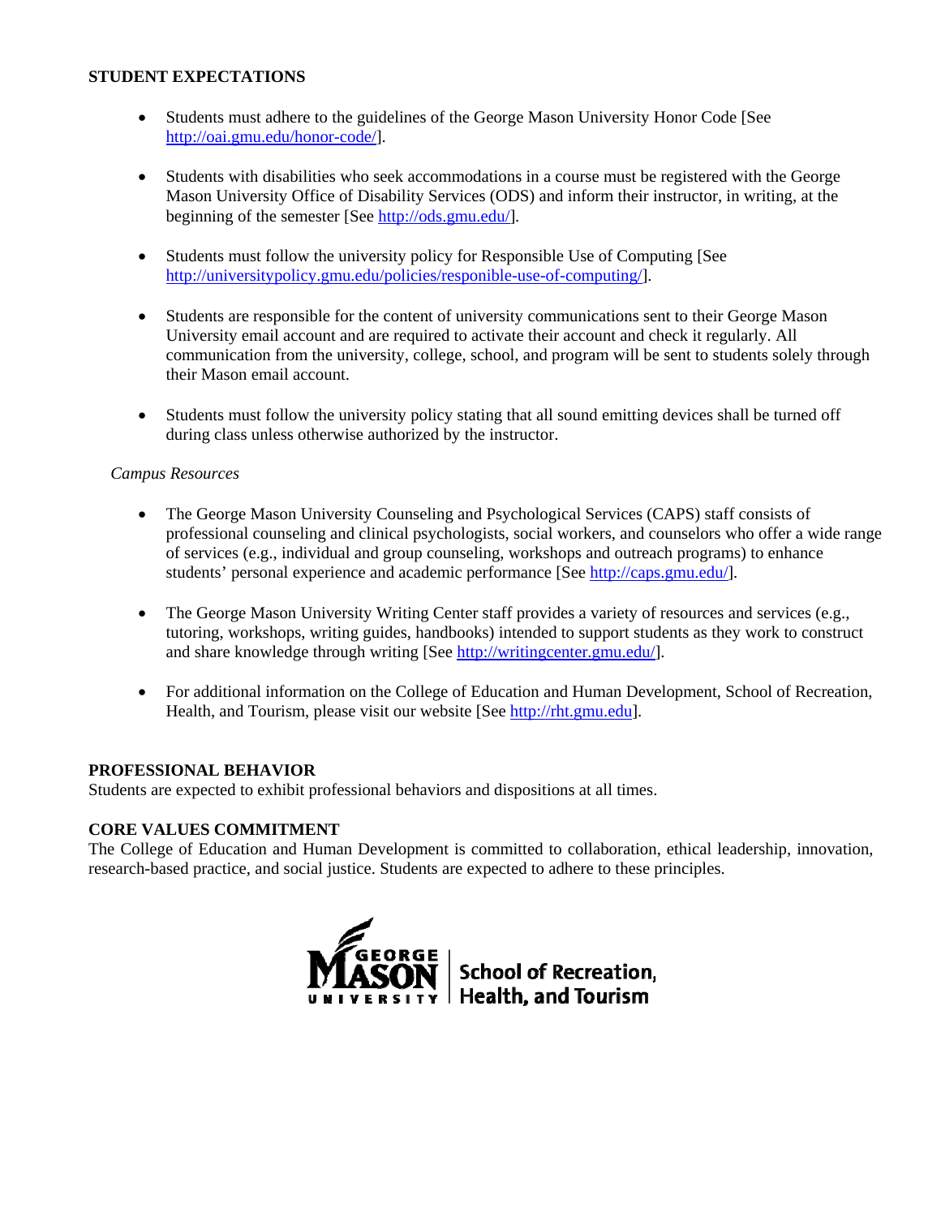**STUDENT EXPECTATIONS**

- Students must adhere to the guidelines of the George Mason University Honor Code [See http://oai.gmu.edu/honor-code/].
- Students with disabilities who seek accommodations in a course must be registered with the George Mason University Office of Disability Services (ODS) and inform their instructor, in writing, at the beginning of the semester [See http://ods.gmu.edu/].
- Students must follow the university policy for Responsible Use of Computing [See http://universitypolicy.gmu.edu/policies/responible-use-of-computing/].
- Students are responsible for the content of university communications sent to their George Mason University email account and are required to activate their account and check it regularly. All communication from the university, college, school, and program will be sent to students solely through their Mason email account.
- Students must follow the university policy stating that all sound emitting devices shall be turned off during class unless otherwise authorized by the instructor.

*Campus Resources*

- The George Mason University Counseling and Psychological Services (CAPS) staff consists of professional counseling and clinical psychologists, social workers, and counselors who offer a wide range of services (e.g., individual and group counseling, workshops and outreach programs) to enhance students' personal experience and academic performance [See http://caps.gmu.edu/].
- The George Mason University Writing Center staff provides a variety of resources and services (e.g., tutoring, workshops, writing guides, handbooks) intended to support students as they work to construct and share knowledge through writing [See http://writingcenter.gmu.edu/].
- For additional information on the College of Education and Human Development, School of Recreation, Health, and Tourism, please visit our website [See http://rht.gmu.edu].

**PROFESSIONAL BEHAVIOR**

Students are expected to exhibit professional behaviors and dispositions at all times.

**CORE VALUES COMMITMENT**

The College of Education and Human Development is committed to collaboration, ethical leadership, innovation, research-based practice, and social justice. Students are expected to adhere to these principles.

GEORGE MASON UNIVERSITY | School of Recreation, Health, and Tourism